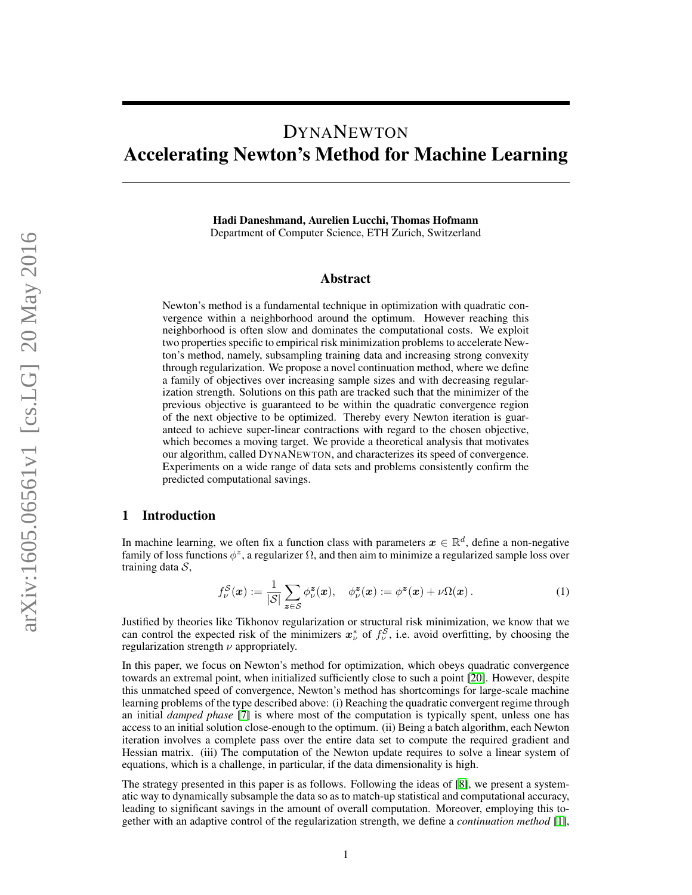# DynaNewton
# Accelerating Newton's Method for Machine Learning

**Hadi Daneshmand, Aurelien Lucchi, Thomas Hofmann**
Department of Computer Science, ETH Zurich, Switzerland

## Abstract

Newton's method is a fundamental technique in optimization with quadratic convergence within a neighborhood around the optimum. However reaching this neighborhood is often slow and dominates the computational costs. We exploit two properties specific to empirical risk minimization problems to accelerate Newton's method, namely, subsampling training data and increasing strong convexity through regularization. We propose a novel continuation method, where we define a family of objectives over increasing sample sizes and with decreasing regularization strength. Solutions on this path are tracked such that the minimizer of the previous objective is guaranteed to be within the quadratic convergence region of the next objective to be optimized. Thereby every Newton iteration is guaranteed to achieve super-linear contractions with regard to the chosen objective, which becomes a moving target. We provide a theoretical analysis that motivates our algorithm, called DynaNewton, and characterizes its speed of convergence. Experiments on a wide range of data sets and problems consistently confirm the predicted computational savings.

## 1 Introduction

In machine learning, we often fix a function class with parameters $\boldsymbol{x} \in \mathbb{R}^d$, define a non-negative family of loss functions $\phi^z$, a regularizer $\Omega$, and then aim to minimize a regularized sample loss over training data $\mathcal{S}$,

$$f_\nu^{\mathcal{S}}(\boldsymbol{x}) := \frac{1}{|\mathcal{S}|} \sum_{\boldsymbol{z} \in \mathcal{S}} \phi_\nu^{\boldsymbol{z}}(\boldsymbol{x}), \quad \phi_\nu^{\boldsymbol{z}}(\boldsymbol{x}) := \phi^{\boldsymbol{z}}(\boldsymbol{x}) + \nu \Omega(\boldsymbol{x}) . \tag{1}$$

Justified by theories like Tikhonov regularization or structural risk minimization, we know that we can control the expected risk of the minimizers $\boldsymbol{x}_\nu^*$ of $f_\nu^{\mathcal{S}}$, i.e. avoid overfitting, by choosing the regularization strength $\nu$ appropriately.

In this paper, we focus on Newton's method for optimization, which obeys quadratic convergence towards an extremal point, when initialized sufficiently close to such a point [20]. However, despite this unmatched speed of convergence, Newton's method has shortcomings for large-scale machine learning problems of the type described above: (i) Reaching the quadratic convergent regime through an initial *damped phase* [7] is where most of the computation is typically spent, unless one has access to an initial solution close-enough to the optimum. (ii) Being a batch algorithm, each Newton iteration involves a complete pass over the entire data set to compute the required gradient and Hessian matrix. (iii) The computation of the Newton update requires to solve a linear system of equations, which is a challenge, in particular, if the data dimensionality is high.

The strategy presented in this paper is as follows. Following the ideas of [8], we present a systematic way to dynamically subsample the data so as to match-up statistical and computational accuracy, leading to significant savings in the amount of overall computation. Moreover, employing this together with an adaptive control of the regularization strength, we define a *continuation method* [1],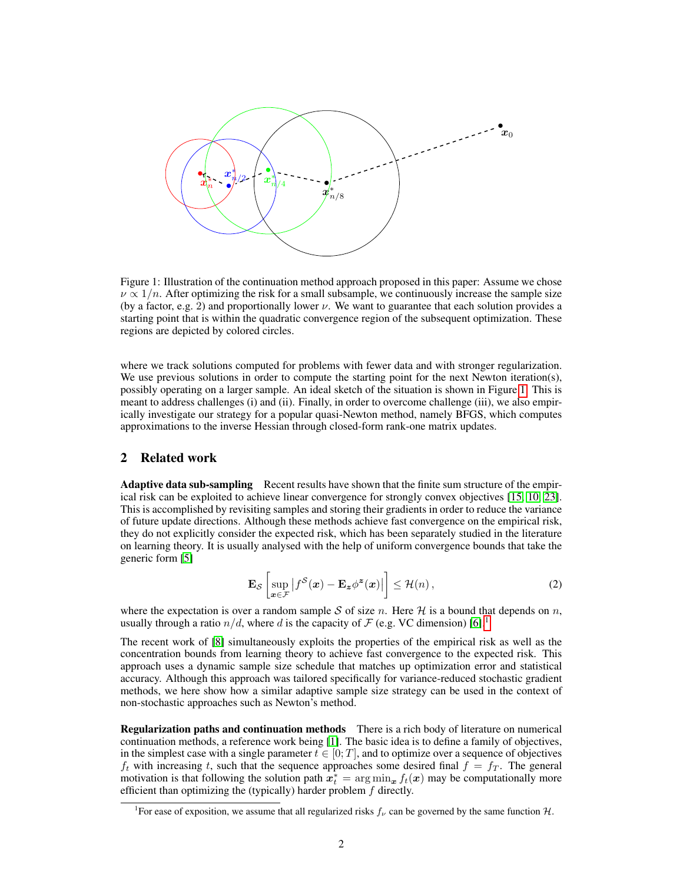Figure 1: Illustration of the continuation method approach proposed in this paper: Assume we chose $\nu \propto 1/n$. After optimizing the risk for a small subsample, we continuously increase the sample size (by a factor, e.g. 2) and proportionally lower $\nu$. We want to guarantee that each solution provides a starting point that is within the quadratic convergence region of the subsequent optimization. These regions are depicted by colored circles.

where we track solutions computed for problems with fewer data and with stronger regularization. We use previous solutions in order to compute the starting point for the next Newton iteration(s), possibly operating on a larger sample. An ideal sketch of the situation is shown in Figure 1. This is meant to address challenges (i) and (ii). Finally, in order to overcome challenge (iii), we also empirically investigate our strategy for a popular quasi-Newton method, namely BFGS, which computes approximations to the inverse Hessian through closed-form rank-one matrix updates.

## 2 Related work

**Adaptive data sub-sampling** Recent results have shown that the finite sum structure of the empirical risk can be exploited to achieve linear convergence for strongly convex objectives [15, 10, 23]. This is accomplished by revisiting samples and storing their gradients in order to reduce the variance of future update directions. Although these methods achieve fast convergence on the empirical risk, they do not explicitly consider the expected risk, which has been separately studied in the literature on learning theory. It is usually analysed with the help of uniform convergence bounds that take the generic form [5]

$$\mathbf{E}_{\mathcal{S}}\left[\sup_{\boldsymbol{x}\in\mathcal{F}}\left|f^{\mathcal{S}}(\boldsymbol{x}) - \mathbf{E}_{\boldsymbol{z}}\phi^{\boldsymbol{z}}(\boldsymbol{x})\right|\right] \leq \mathcal{H}(n)\,, \tag{2}$$

where the expectation is over a random sample $\mathcal{S}$ of size $n$. Here $\mathcal{H}$ is a bound that depends on $n$, usually through a ratio $n/d$, where $d$ is the capacity of $\mathcal{F}$ (e.g. VC dimension) [6].[1]

The recent work of [8] simultaneously exploits the properties of the empirical risk as well as the concentration bounds from learning theory to achieve fast convergence to the expected risk. This approach uses a dynamic sample size schedule that matches up optimization error and statistical accuracy. Although this approach was tailored specifically for variance-reduced stochastic gradient methods, we here show how a similar adaptive sample size strategy can be used in the context of non-stochastic approaches such as Newton's method.

**Regularization paths and continuation methods** There is a rich body of literature on numerical continuation methods, a reference work being [1]. The basic idea is to define a family of objectives, in the simplest case with a single parameter $t \in [0;T]$, and to optimize over a sequence of objectives $f_t$ with increasing $t$, such that the sequence approaches some desired final $f = f_T$. The general motivation is that following the solution path $\boldsymbol{x}_t^* = \arg\min_{\boldsymbol{x}} f_t(\boldsymbol{x})$ may be computationally more efficient than optimizing the (typically) harder problem $f$ directly.

[1]For ease of exposition, we assume that all regularized risks $f_\nu$ can be governed by the same function $\mathcal{H}$.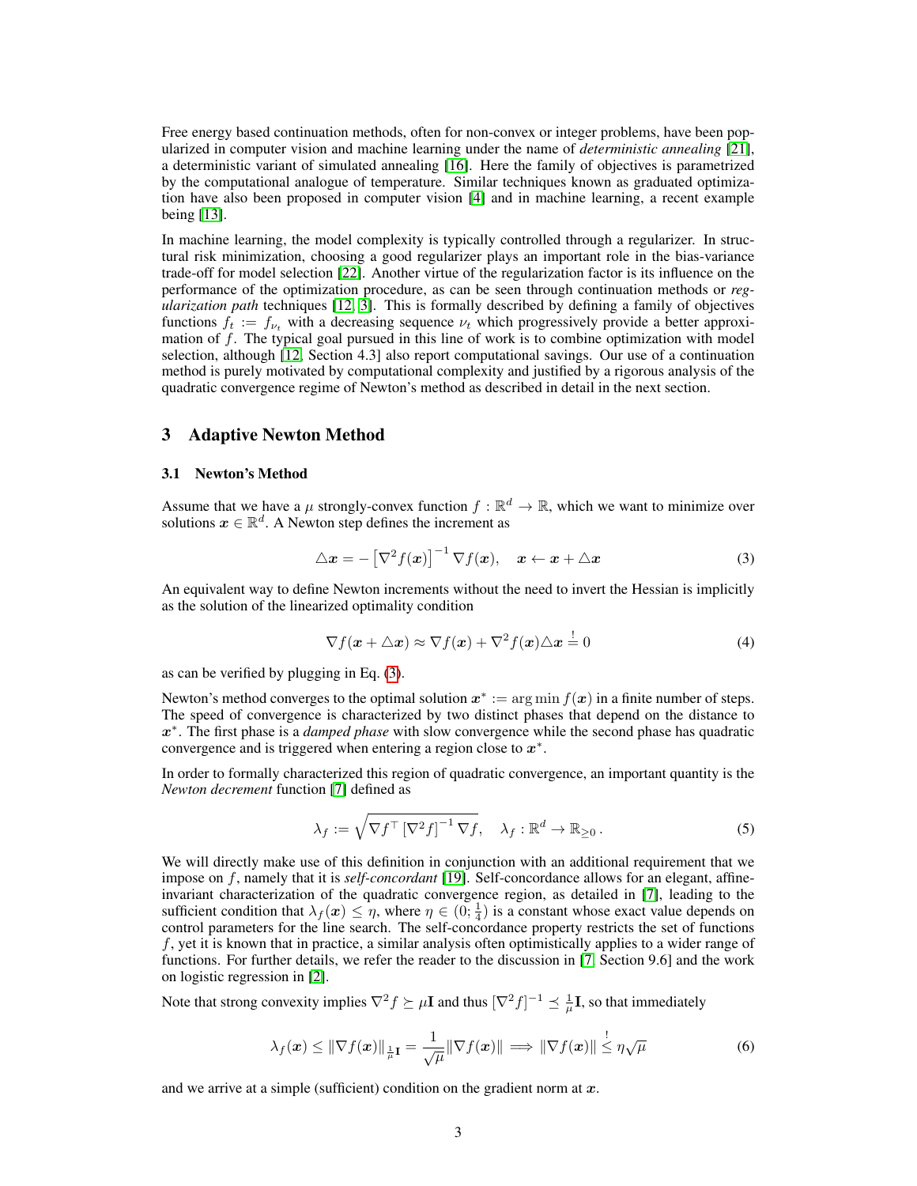Free energy based continuation methods, often for non-convex or integer problems, have been popularized in computer vision and machine learning under the name of *deterministic annealing* [21], a deterministic variant of simulated annealing [16]. Here the family of objectives is parametrized by the computational analogue of temperature. Similar techniques known as graduated optimization have also been proposed in computer vision [4] and in machine learning, a recent example being [13].

In machine learning, the model complexity is typically controlled through a regularizer. In structural risk minimization, choosing a good regularizer plays an important role in the bias-variance trade-off for model selection [22]. Another virtue of the regularization factor is its influence on the performance of the optimization procedure, as can be seen through continuation methods or *regularization path* techniques [12, 3]. This is formally described by defining a family of objectives functions $f_t := f_{\nu_t}$ with a decreasing sequence $\nu_t$ which progressively provide a better approximation of $f$. The typical goal pursued in this line of work is to combine optimization with model selection, although [12, Section 4.3] also report computational savings. Our use of a continuation method is purely motivated by computational complexity and justified by a rigorous analysis of the quadratic convergence regime of Newton's method as described in detail in the next section.

## 3 Adaptive Newton Method

### 3.1 Newton's Method

Assume that we have a $\mu$ strongly-convex function $f : \mathbb{R}^d \to \mathbb{R}$, which we want to minimize over solutions $\boldsymbol{x} \in \mathbb{R}^d$. A Newton step defines the increment as

$$\triangle \boldsymbol{x} = -\left[\nabla^2 f(\boldsymbol{x})\right]^{-1} \nabla f(\boldsymbol{x}), \quad \boldsymbol{x} \leftarrow \boldsymbol{x} + \triangle \boldsymbol{x} \tag{3}$$

An equivalent way to define Newton increments without the need to invert the Hessian is implicitly as the solution of the linearized optimality condition

$$\nabla f(\boldsymbol{x} + \triangle \boldsymbol{x}) \approx \nabla f(\boldsymbol{x}) + \nabla^2 f(\boldsymbol{x}) \triangle \boldsymbol{x} \stackrel{!}{=} 0 \tag{4}$$

as can be verified by plugging in Eq. (3).

Newton's method converges to the optimal solution $\boldsymbol{x}^* := \arg\min f(\boldsymbol{x})$ in a finite number of steps. The speed of convergence is characterized by two distinct phases that depend on the distance to $\boldsymbol{x}^*$. The first phase is a *damped phase* with slow convergence while the second phase has quadratic convergence and is triggered when entering a region close to $\boldsymbol{x}^*$.

In order to formally characterized this region of quadratic convergence, an important quantity is the *Newton decrement* function [7] defined as

$$\lambda_f := \sqrt{\nabla f^\top \left[\nabla^2 f\right]^{-1} \nabla f}, \quad \lambda_f : \mathbb{R}^d \to \mathbb{R}_{\geq 0}\,. \tag{5}$$

We will directly make use of this definition in conjunction with an additional requirement that we impose on $f$, namely that it is *self-concordant* [19]. Self-concordance allows for an elegant, affine-invariant characterization of the quadratic convergence region, as detailed in [7], leading to the sufficient condition that $\lambda_f(\boldsymbol{x}) \leq \eta$, where $\eta \in (0; \frac{1}{4})$ is a constant whose exact value depends on control parameters for the line search. The self-concordance property restricts the set of functions $f$, yet it is known that in practice, a similar analysis often optimistically applies to a wider range of functions. For further details, we refer the reader to the discussion in [7, Section 9.6] and the work on logistic regression in [2].

Note that strong convexity implies $\nabla^2 f \succeq \mu \mathbf{I}$ and thus $[\nabla^2 f]^{-1} \preceq \frac{1}{\mu}\mathbf{I}$, so that immediately

$$\lambda_f(\boldsymbol{x}) \leq \|\nabla f(\boldsymbol{x})\|_{\frac{1}{\mu}\mathbf{I}} = \frac{1}{\sqrt{\mu}} \|\nabla f(\boldsymbol{x})\| \implies \|\nabla f(\boldsymbol{x})\| \stackrel{!}{\leq} \eta \sqrt{\mu} \tag{6}$$

and we arrive at a simple (sufficient) condition on the gradient norm at $\boldsymbol{x}$.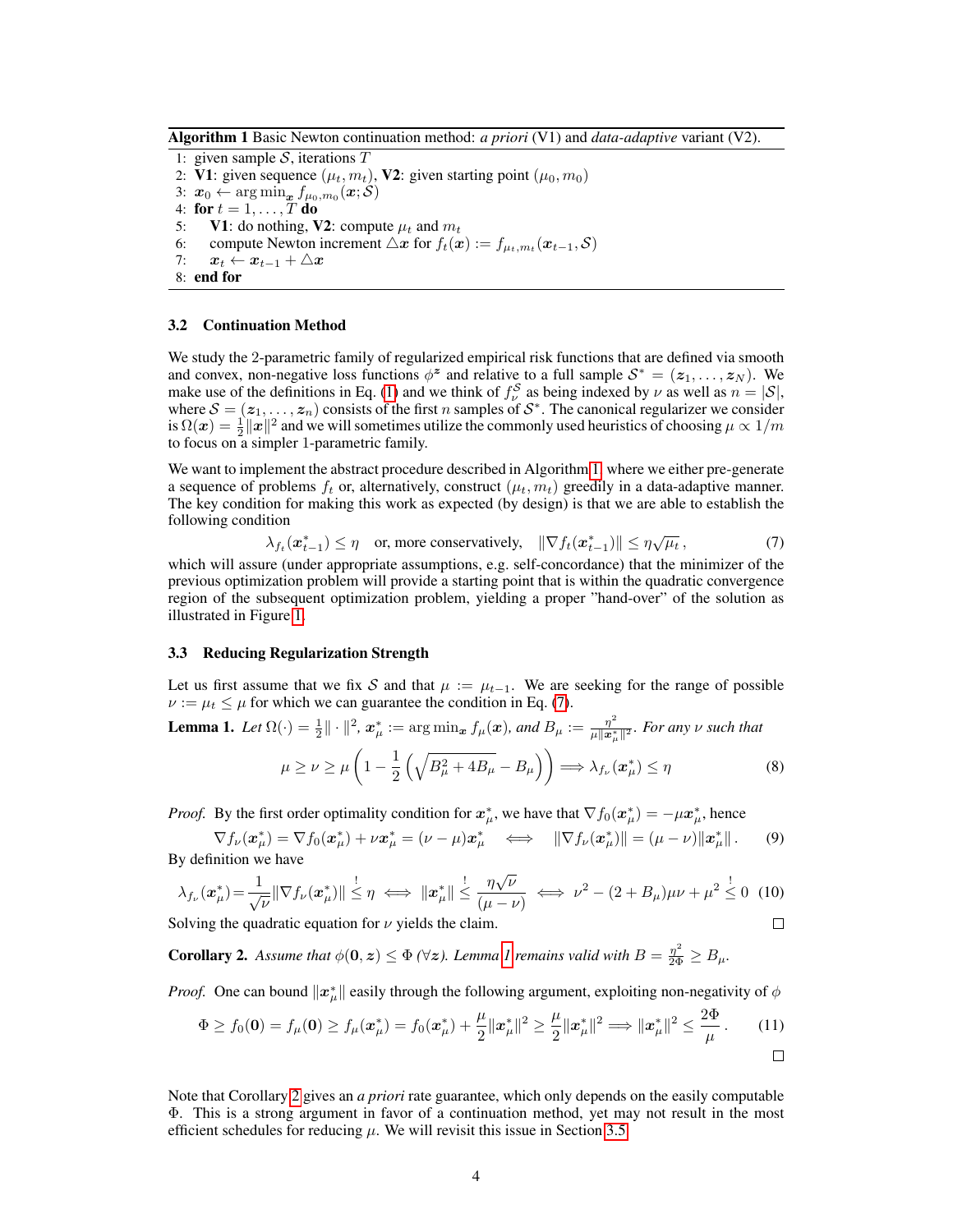**Algorithm 1** Basic Newton continuation method: *a priori* (V1) and *data-adaptive* variant (V2).

```
1: given sample S, iterations T
2: V1: given sequence (μ_t, m_t), V2: given starting point (μ_0, m_0)
3: x_0 ← arg min_x f_{μ_0,m_0}(x; S)
4: for t = 1, ..., T do
5:     V1: do nothing, V2: compute μ_t and m_t
6:     compute Newton increment △x for f_t(x) := f_{μ_t,m_t}(x_{t-1}, S)
7:     x_t ← x_{t-1} + △x
8: end for
```

### 3.2 Continuation Method

We study the 2-parametric family of regularized empirical risk functions that are defined via smooth and convex, non-negative loss functions $\phi^{\boldsymbol{z}}$ and relative to a full sample $\mathcal{S}^* = (\boldsymbol{z}_1, \dots, \boldsymbol{z}_N)$. We make use of the definitions in Eq. (1) and we think of $f_\nu^{\mathcal{S}}$ as being indexed by $\nu$ as well as $n = |\mathcal{S}|$, where $\mathcal{S} = (\boldsymbol{z}_1, \dots, \boldsymbol{z}_n)$ consists of the first $n$ samples of $\mathcal{S}^*$. The canonical regularizer we consider is $\Omega(\boldsymbol{x}) = \frac{1}{2}\|\boldsymbol{x}\|^2$ and we will sometimes utilize the commonly used heuristics of choosing $\mu \propto 1/m$ to focus on a simpler 1-parametric family.

We want to implement the abstract procedure described in Algorithm 1 where we either pre-generate a sequence of problems $f_t$ or, alternatively, construct $(\mu_t, m_t)$ greedily in a data-adaptive manner. The key condition for making this work as expected (by design) is that we are able to establish the following condition

$$\lambda_{f_t}(\boldsymbol{x}_{t-1}^*) \le \eta \quad \text{or, more conservatively,} \quad \|\nabla f_t(\boldsymbol{x}_{t-1}^*)\| \le \eta\sqrt{\mu_t}\,, \tag{7}$$

which will assure (under appropriate assumptions, e.g. self-concordance) that the minimizer of the previous optimization problem will provide a starting point that is within the quadratic convergence region of the subsequent optimization problem, yielding a proper "hand-over" of the solution as illustrated in Figure 1.

### 3.3 Reducing Regularization Strength

Let us first assume that we fix $\mathcal{S}$ and that $\mu := \mu_{t-1}$. We are seeking for the range of possible $\nu := \mu_t \le \mu$ for which we can guarantee the condition in Eq. (7).

**Lemma 1.** *Let $\Omega(\cdot) = \frac{1}{2}\|\cdot\|^2$, $\boldsymbol{x}_\mu^* := \arg\min_{\boldsymbol{x}} f_\mu(\boldsymbol{x})$, and $B_\mu := \frac{\eta^2}{\mu\|\boldsymbol{x}_\mu^*\|^2}$. For any $\nu$ such that*

$$\mu \ge \nu \ge \mu\left(1 - \frac{1}{2}\left(\sqrt{B_\mu^2 + 4B_\mu} - B_\mu\right)\right) \implies \lambda_{f_\nu}(\boldsymbol{x}_\mu^*) \le \eta \tag{8}$$

*Proof.* By the first order optimality condition for $\boldsymbol{x}_\mu^*$, we have that $\nabla f_0(\boldsymbol{x}_\mu^*) = -\mu\boldsymbol{x}_\mu^*$, hence

$$\nabla f_\nu(\boldsymbol{x}_\mu^*) = \nabla f_0(\boldsymbol{x}_\mu^*) + \nu\boldsymbol{x}_\mu^* = (\nu - \mu)\boldsymbol{x}_\mu^* \quad \iff \quad \|\nabla f_\nu(\boldsymbol{x}_\mu^*)\| = (\mu - \nu)\|\boldsymbol{x}_\mu^*\|\,. \tag{9}$$

By definition we have

$$\lambda_{f_\nu}(\boldsymbol{x}_\mu^*) = \frac{1}{\sqrt{\nu}}\|\nabla f_\nu(\boldsymbol{x}_\mu^*)\| \overset{!}{\le} \eta \iff \|\boldsymbol{x}_\mu^*\| \overset{!}{\le} \frac{\eta\sqrt{\nu}}{(\mu - \nu)} \iff \nu^2 - (2 + B_\mu)\mu\nu + \mu^2 \overset{!}{\le} 0 \tag{10}$$

Solving the quadratic equation for $\nu$ yields the claim. $\square$

**Corollary 2.** *Assume that $\phi(\boldsymbol{0}, \boldsymbol{z}) \le \Phi$ ($\forall \boldsymbol{z}$). Lemma 1 remains valid with $B = \frac{\eta^2}{2\Phi} \ge B_\mu$.*

*Proof.* One can bound $\|\boldsymbol{x}_\mu^*\|$ easily through the following argument, exploiting non-negativity of $\phi$

$$\Phi \ge f_0(\boldsymbol{0}) = f_\mu(\boldsymbol{0}) \ge f_\mu(\boldsymbol{x}_\mu^*) = f_0(\boldsymbol{x}_\mu^*) + \frac{\mu}{2}\|\boldsymbol{x}_\mu^*\|^2 \ge \frac{\mu}{2}\|\boldsymbol{x}_\mu^*\|^2 \implies \|\boldsymbol{x}_\mu^*\|^2 \le \frac{2\Phi}{\mu}\,. \tag{11}$$

$\square$

Note that Corollary 2 gives an *a priori* rate guarantee, which only depends on the easily computable $\Phi$. This is a strong argument in favor of a continuation method, yet may not result in the most efficient schedules for reducing $\mu$. We will revisit this issue in Section 3.5.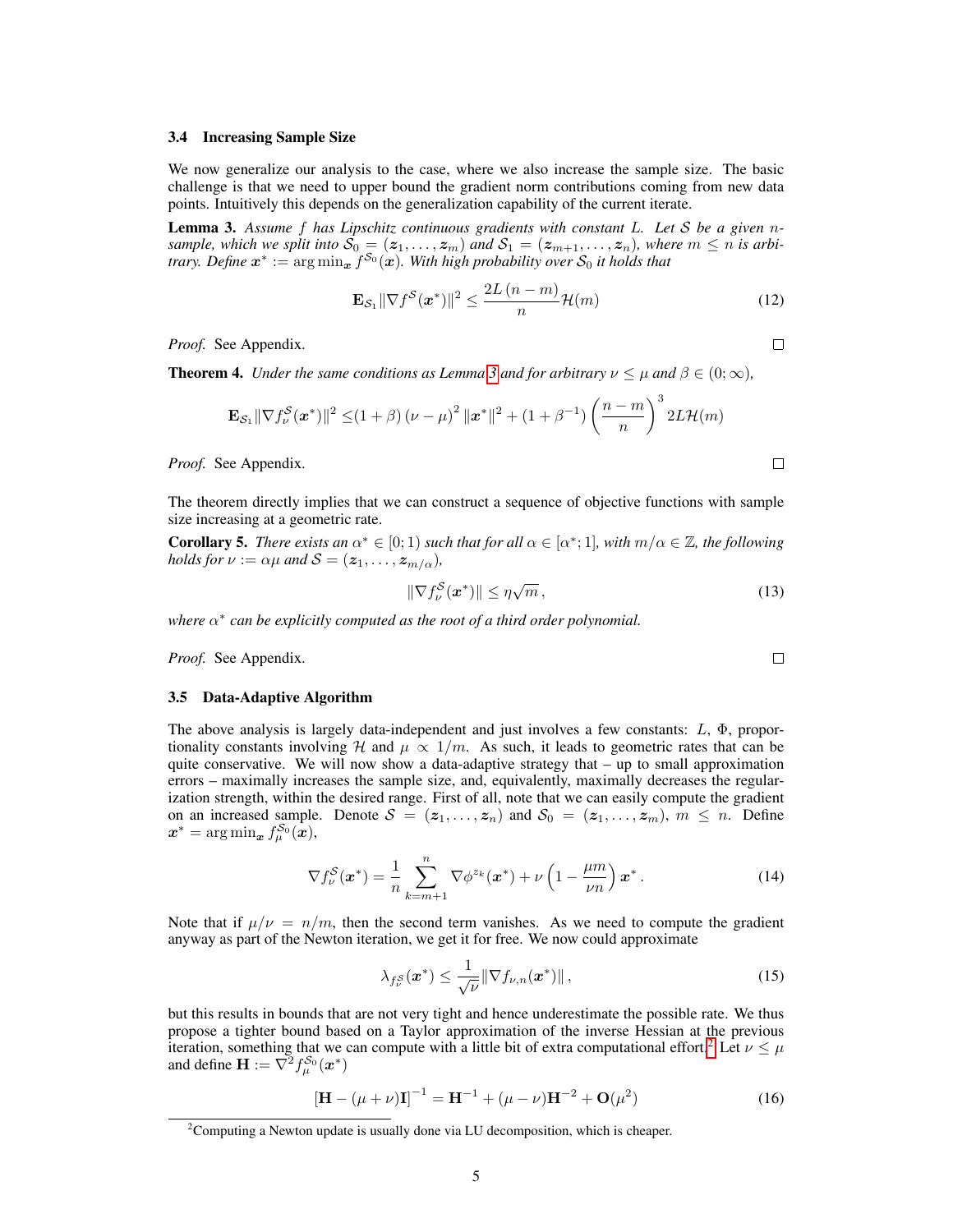### 3.4 Increasing Sample Size

We now generalize our analysis to the case, where we also increase the sample size. The basic challenge is that we need to upper bound the gradient norm contributions coming from new data points. Intuitively this depends on the generalization capability of the current iterate.

**Lemma 3.** *Assume $f$ has Lipschitz continuous gradients with constant $L$. Let $\mathcal{S}$ be a given $n$-sample, which we split into $\mathcal{S}_0 = (\boldsymbol{z}_1, \dots, \boldsymbol{z}_m)$ and $\mathcal{S}_1 = (\boldsymbol{z}_{m+1}, \dots, \boldsymbol{z}_n)$, where $m \leq n$ is arbitrary. Define $\boldsymbol{x}^* := \arg\min_{\boldsymbol{x}} f^{\mathcal{S}_0}(\boldsymbol{x})$. With high probability over $\mathcal{S}_0$ it holds that*

$$\mathbf{E}_{\mathcal{S}_1} \|\nabla f^{\mathcal{S}}(\boldsymbol{x}^*)\|^2 \leq \frac{2L\,(n-m)}{n} \mathcal{H}(m) \tag{12}$$

*Proof.* See Appendix. $\square$

**Theorem 4.** *Under the same conditions as Lemma 3 and for arbitrary $\nu \leq \mu$ and $\beta \in (0; \infty)$,*

$$\mathbf{E}_{\mathcal{S}_1} \|\nabla f^{\mathcal{S}}_{\nu}(\boldsymbol{x}^*)\|^2 \leq (1+\beta)\,(\nu - \mu)^2\, \|\boldsymbol{x}^*\|^2 + (1 + \beta^{-1}) \left(\frac{n-m}{n}\right)^3 2L\mathcal{H}(m)$$

*Proof.* See Appendix. $\square$

The theorem directly implies that we can construct a sequence of objective functions with sample size increasing at a geometric rate.

**Corollary 5.** *There exists an $\alpha^* \in [0; 1)$ such that for all $\alpha \in [\alpha^*; 1]$, with $m/\alpha \in \mathbb{Z}$, the following holds for $\nu := \alpha\mu$ and $\mathcal{S} = (\boldsymbol{z}_1, \dots, \boldsymbol{z}_{m/\alpha})$,*

$$\|\nabla f^{\mathcal{S}}_{\nu}(\boldsymbol{x}^*)\| \leq \eta\sqrt{m}\,, \tag{13}$$

*where $\alpha^*$ can be explicitly computed as the root of a third order polynomial.*

*Proof.* See Appendix. $\square$

### 3.5 Data-Adaptive Algorithm

The above analysis is largely data-independent and just involves a few constants: $L$, $\Phi$, proportionality constants involving $\mathcal{H}$ and $\mu \propto 1/m$. As such, it leads to geometric rates that can be quite conservative. We will now show a data-adaptive strategy that – up to small approximation errors – maximally increases the sample size, and, equivalently, maximally decreases the regularization strength, within the desired range. First of all, note that we can easily compute the gradient on an increased sample. Denote $\mathcal{S} = (\boldsymbol{z}_1, \dots, \boldsymbol{z}_n)$ and $\mathcal{S}_0 = (\boldsymbol{z}_1, \dots, \boldsymbol{z}_m)$, $m \leq n$. Define $\boldsymbol{x}^* = \arg\min_{\boldsymbol{x}} f^{\mathcal{S}_0}_{\mu}(\boldsymbol{x})$,

$$\nabla f^{\mathcal{S}}_{\nu}(\boldsymbol{x}^*) = \frac{1}{n} \sum_{k=m+1}^{n} \nabla \phi^{z_k}(\boldsymbol{x}^*) + \nu\left(1 - \frac{\mu m}{\nu n}\right) \boldsymbol{x}^*\,. \tag{14}$$

Note that if $\mu/\nu = n/m$, then the second term vanishes. As we need to compute the gradient anyway as part of the Newton iteration, we get it for free. We now could approximate

$$\lambda_{f^{\mathcal{S}}_{\nu}}(\boldsymbol{x}^*) \leq \frac{1}{\sqrt{\nu}} \|\nabla f_{\nu,n}(\boldsymbol{x}^*)\|\,, \tag{15}$$

but this results in bounds that are not very tight and hence underestimate the possible rate. We thus propose a tighter bound based on a Taylor approximation of the inverse Hessian at the previous iteration, something that we can compute with a little bit of extra computational effort.[2] Let $\nu \leq \mu$ and define $\mathbf{H} := \nabla^2 f^{\mathcal{S}_0}_{\mu}(\boldsymbol{x}^*)$

$$[\mathbf{H} - (\mu + \nu)\mathbf{I}]^{-1} = \mathbf{H}^{-1} + (\mu - \nu)\mathbf{H}^{-2} + \mathbf{O}(\mu^2) \tag{16}$$

[2] Computing a Newton update is usually done via LU decomposition, which is cheaper.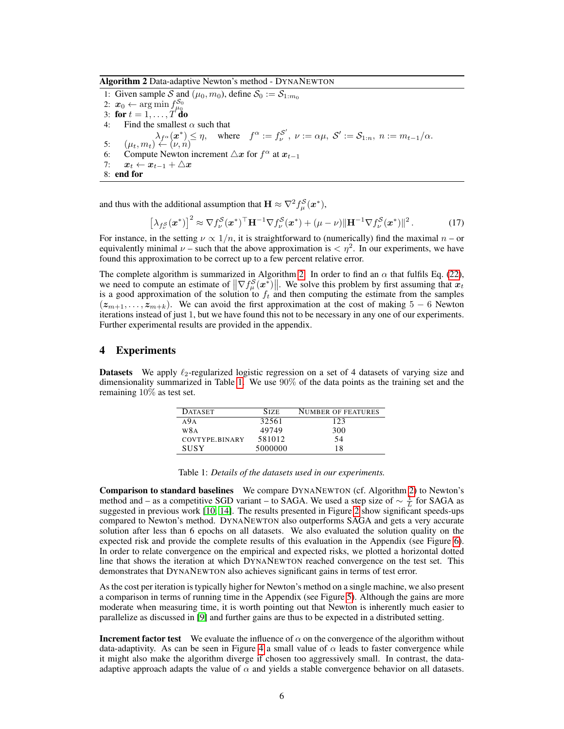**Algorithm 2** Data-adaptive Newton's method - DYNANEWTON

1: Given sample $\mathcal{S}$ and $(\mu_0, m_0)$, define $\mathcal{S}_0 := \mathcal{S}_{1:m_0}$
2: $\boldsymbol{x}_0 \leftarrow \arg\min f_{\mu_0}^{\mathcal{S}_0}$
3: **for** $t = 1, \ldots, T$ **do**
4: Find the smallest $\alpha$ such that
$$\lambda_{f^\alpha}(\boldsymbol{x}^*) \leq \eta, \quad \text{where} \quad f^\alpha := f_\nu^{\mathcal{S}'},\ \nu := \alpha\mu,\ \mathcal{S}' := \mathcal{S}_{1:n},\ n := m_{t-1}/\alpha.$$
5: $(\mu_t, m_t) \leftarrow (\nu, n)$
6: Compute Newton increment $\triangle\boldsymbol{x}$ for $f^\alpha$ at $\boldsymbol{x}_{t-1}$
7: $\boldsymbol{x}_t \leftarrow \boldsymbol{x}_{t-1} + \triangle\boldsymbol{x}$
8: **end for**

and thus with the additional assumption that $\mathbf{H} \approx \nabla^2 f_\mu^{\mathcal{S}}(\boldsymbol{x}^*)$,

$$\left[\lambda_{f_\nu^{\mathcal{S}}}(\boldsymbol{x}^*)\right]^2 \approx \nabla f_\nu^{\mathcal{S}}(\boldsymbol{x}^*)^\top \mathbf{H}^{-1} \nabla f_\nu^{\mathcal{S}}(\boldsymbol{x}^*) + (\mu - \nu)\|\mathbf{H}^{-1}\nabla f_\nu^{\mathcal{S}}(\boldsymbol{x}^*)\|^2 . \tag{17}$$

For instance, in the setting $\nu \propto 1/n$, it is straightforward to (numerically) find the maximal $n$ – or equivalently minimal $\nu$ – such that the above approximation is $< \eta^2$. In our experiments, we have found this approximation to be correct up to a few percent relative error.

The complete algorithm is summarized in Algorithm 2. In order to find an $\alpha$ that fulfils Eq. (22), we need to compute an estimate of $\left\|\nabla f_\mu^{\mathcal{S}}(\boldsymbol{x}^*)\right\|$. We solve this problem by first assuming that $\boldsymbol{x}_t$ is a good approximation of the solution to $f_t$ and then computing the estimate from the samples $(\boldsymbol{z}_{m+1}, \ldots, \boldsymbol{z}_{m+k})$. We can avoid the first approximation at the cost of making $5 - 6$ Newton iterations instead of just 1, but we have found this not to be necessary in any one of our experiments. Further experimental results are provided in the appendix.

## 4 Experiments

**Datasets** We apply $\ell_2$-regularized logistic regression on a set of 4 datasets of varying size and dimensionality summarized in Table 1. We use 90% of the data points as the training set and the remaining 10% as test set.

| DATASET | SIZE | NUMBER OF FEATURES |
|---|---|---|
| A9A | 32561 | 123 |
| W8A | 49749 | 300 |
| COVTYPE.BINARY | 581012 | 54 |
| SUSY | 5000000 | 18 |

Table 1: *Details of the datasets used in our experiments.*

**Comparison to standard baselines** We compare DYNANEWTON (cf. Algorithm 2) to Newton's method and – as a competitive SGD variant – to SAGA. We used a step size of $\sim \frac{1}{L}$ for SAGA as suggested in previous work [10, 14]. The results presented in Figure 2 show significant speeds-ups compared to Newton's method. DYNANEWTON also outperforms SAGA and gets a very accurate solution after less than 6 epochs on all datasets. We also evaluated the solution quality on the expected risk and provide the complete results of this evaluation in the Appendix (see Figure 6). In order to relate convergence on the empirical and expected risks, we plotted a horizontal dotted line that shows the iteration at which DYNANEWTON reached convergence on the test set. This demonstrates that DYNANEWTON also achieves significant gains in terms of test error.

As the cost per iteration is typically higher for Newton's method on a single machine, we also present a comparison in terms of running time in the Appendix (see Figure 5). Although the gains are more moderate when measuring time, it is worth pointing out that Newton is inherently much easier to parallelize as discussed in [9] and further gains are thus to be expected in a distributed setting.

**Increment factor test** We evaluate the influence of $\alpha$ on the convergence of the algorithm without data-adaptivity. As can be seen in Figure 4 a small value of $\alpha$ leads to faster convergence while it might also make the algorithm diverge if chosen too aggressively small. In contrast, the data-adaptive approach adapts the value of $\alpha$ and yields a stable convergence behavior on all datasets.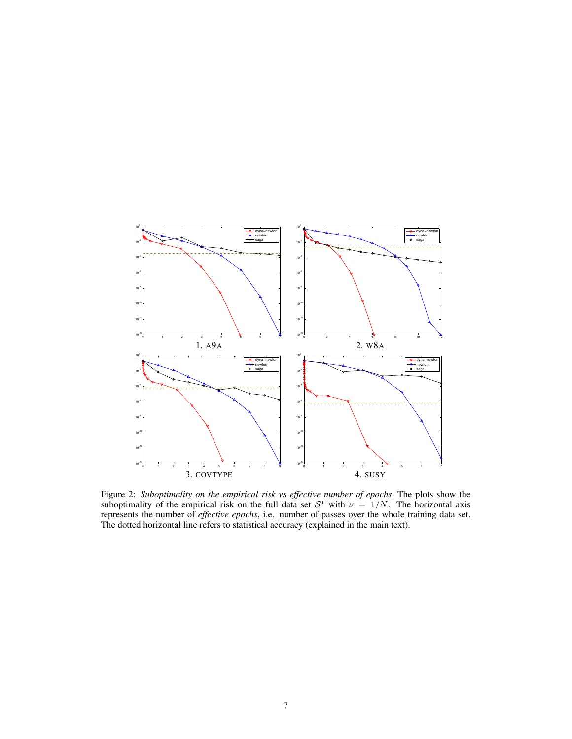1. A9A

2. W8A

3. COVTYPE

4. SUSY

Figure 2: *Suboptimality on the empirical risk vs effective number of epochs*. The plots show the suboptimality of the empirical risk on the full data set $\mathcal{S}^*$ with $\nu = 1/N$. The horizontal axis represents the number of *effective epochs*, i.e. number of passes over the whole training data set. The dotted horizontal line refers to statistical accuracy (explained in the main text).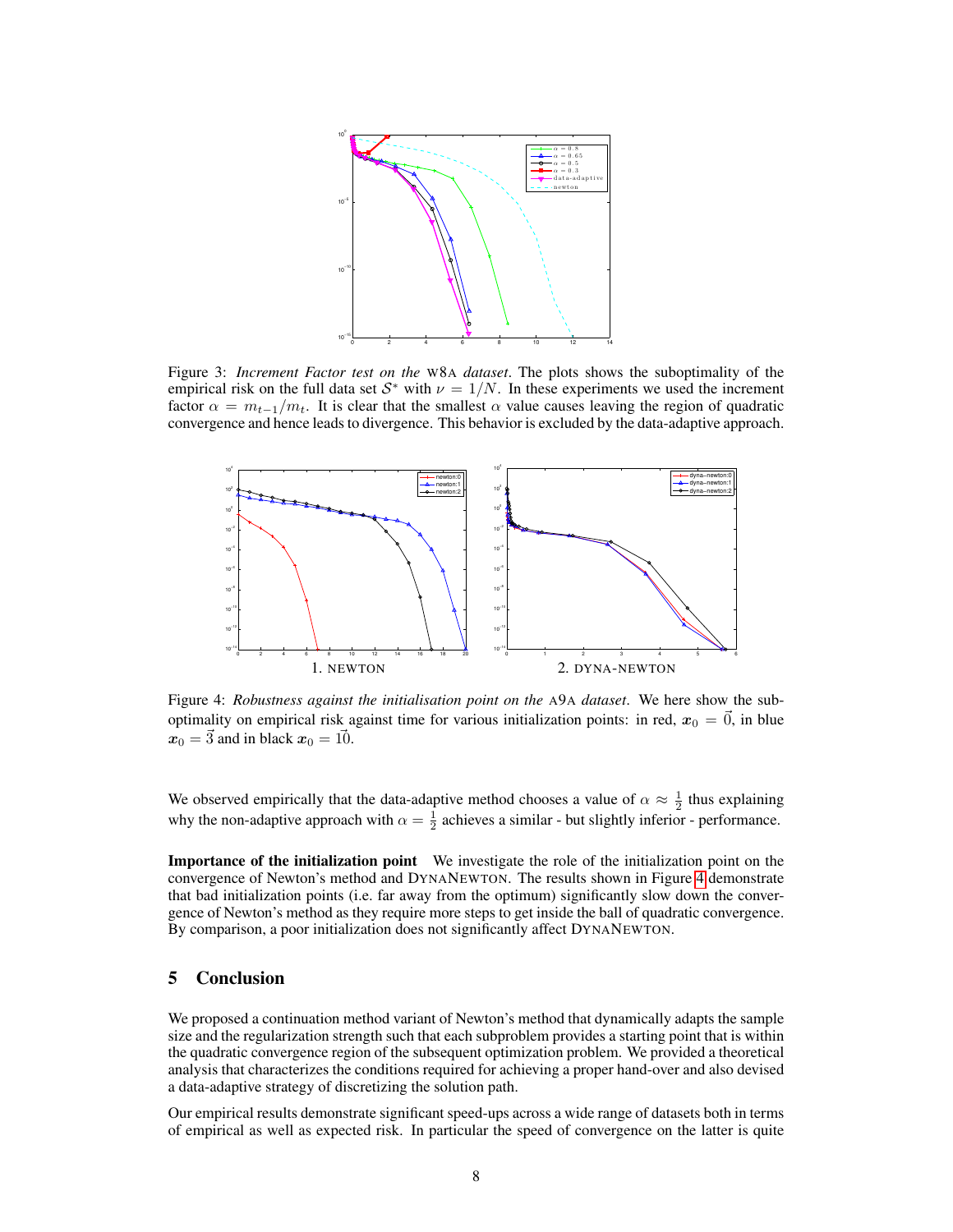Figure 3: *Increment Factor test on the* W8A *dataset*. The plots shows the suboptimality of the empirical risk on the full data set $\mathcal{S}^*$ with $\nu = 1/N$. In these experiments we used the increment factor $\alpha = m_{t-1}/m_t$. It is clear that the smallest $\alpha$ value causes leaving the region of quadratic convergence and hence leads to divergence. This behavior is excluded by the data-adaptive approach.

1. NEWTON 2. DYNA-NEWTON

Figure 4: *Robustness against the initialisation point on the* A9A *dataset*. We here show the suboptimality on empirical risk against time for various initialization points: in red, $\boldsymbol{x}_0 = \vec{0}$, in blue $\boldsymbol{x}_0 = \vec{3}$ and in black $\boldsymbol{x}_0 = \vec{10}$.

We observed empirically that the data-adaptive method chooses a value of $\alpha \approx \frac{1}{2}$ thus explaining why the non-adaptive approach with $\alpha = \frac{1}{2}$ achieves a similar - but slightly inferior - performance.

**Importance of the initialization point** We investigate the role of the initialization point on the convergence of Newton's method and DYNANEWTON. The results shown in Figure 4 demonstrate that bad initialization points (i.e. far away from the optimum) significantly slow down the convergence of Newton's method as they require more steps to get inside the ball of quadratic convergence. By comparison, a poor initialization does not significantly affect DYNANEWTON.

## 5 Conclusion

We proposed a continuation method variant of Newton's method that dynamically adapts the sample size and the regularization strength such that each subproblem provides a starting point that is within the quadratic convergence region of the subsequent optimization problem. We provided a theoretical analysis that characterizes the conditions required for achieving a proper hand-over and also devised a data-adaptive strategy of discretizing the solution path.

Our empirical results demonstrate significant speed-ups across a wide range of datasets both in terms of empirical as well as expected risk. In particular the speed of convergence on the latter is quite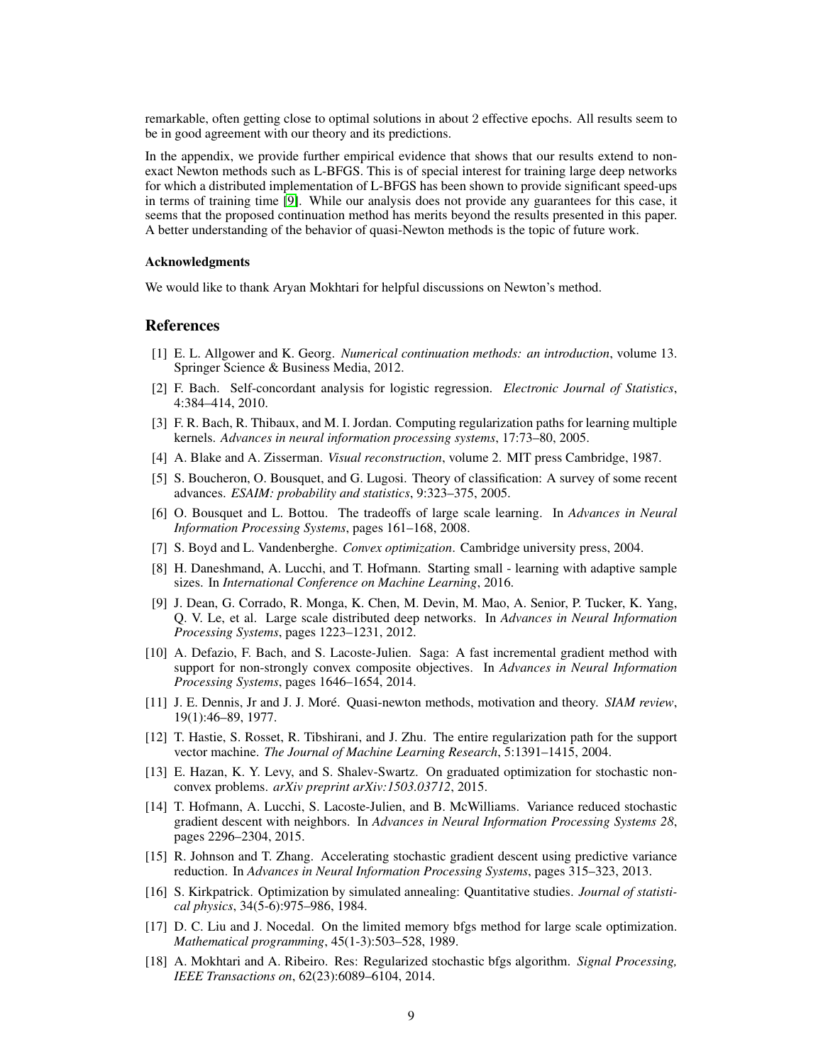remarkable, often getting close to optimal solutions in about 2 effective epochs. All results seem to be in good agreement with our theory and its predictions.

In the appendix, we provide further empirical evidence that shows that our results extend to non-exact Newton methods such as L-BFGS. This is of special interest for training large deep networks for which a distributed implementation of L-BFGS has been shown to provide significant speed-ups in terms of training time [9]. While our analysis does not provide any guarantees for this case, it seems that the proposed continuation method has merits beyond the results presented in this paper. A better understanding of the behavior of quasi-Newton methods is the topic of future work.

#### Acknowledgments

We would like to thank Aryan Mokhtari for helpful discussions on Newton's method.

## References

[1] E. L. Allgower and K. Georg. *Numerical continuation methods: an introduction*, volume 13. Springer Science & Business Media, 2012.

[2] F. Bach. Self-concordant analysis for logistic regression. *Electronic Journal of Statistics*, 4:384–414, 2010.

[3] F. R. Bach, R. Thibaux, and M. I. Jordan. Computing regularization paths for learning multiple kernels. *Advances in neural information processing systems*, 17:73–80, 2005.

[4] A. Blake and A. Zisserman. *Visual reconstruction*, volume 2. MIT press Cambridge, 1987.

[5] S. Boucheron, O. Bousquet, and G. Lugosi. Theory of classification: A survey of some recent advances. *ESAIM: probability and statistics*, 9:323–375, 2005.

[6] O. Bousquet and L. Bottou. The tradeoffs of large scale learning. In *Advances in Neural Information Processing Systems*, pages 161–168, 2008.

[7] S. Boyd and L. Vandenberghe. *Convex optimization*. Cambridge university press, 2004.

[8] H. Daneshmand, A. Lucchi, and T. Hofmann. Starting small - learning with adaptive sample sizes. In *International Conference on Machine Learning*, 2016.

[9] J. Dean, G. Corrado, R. Monga, K. Chen, M. Devin, M. Mao, A. Senior, P. Tucker, K. Yang, Q. V. Le, et al. Large scale distributed deep networks. In *Advances in Neural Information Processing Systems*, pages 1223–1231, 2012.

[10] A. Defazio, F. Bach, and S. Lacoste-Julien. Saga: A fast incremental gradient method with support for non-strongly convex composite objectives. In *Advances in Neural Information Processing Systems*, pages 1646–1654, 2014.

[11] J. E. Dennis, Jr and J. J. Moré. Quasi-newton methods, motivation and theory. *SIAM review*, 19(1):46–89, 1977.

[12] T. Hastie, S. Rosset, R. Tibshirani, and J. Zhu. The entire regularization path for the support vector machine. *The Journal of Machine Learning Research*, 5:1391–1415, 2004.

[13] E. Hazan, K. Y. Levy, and S. Shalev-Swartz. On graduated optimization for stochastic non-convex problems. *arXiv preprint arXiv:1503.03712*, 2015.

[14] T. Hofmann, A. Lucchi, S. Lacoste-Julien, and B. McWilliams. Variance reduced stochastic gradient descent with neighbors. In *Advances in Neural Information Processing Systems 28*, pages 2296–2304, 2015.

[15] R. Johnson and T. Zhang. Accelerating stochastic gradient descent using predictive variance reduction. In *Advances in Neural Information Processing Systems*, pages 315–323, 2013.

[16] S. Kirkpatrick. Optimization by simulated annealing: Quantitative studies. *Journal of statistical physics*, 34(5-6):975–986, 1984.

[17] D. C. Liu and J. Nocedal. On the limited memory bfgs method for large scale optimization. *Mathematical programming*, 45(1-3):503–528, 1989.

[18] A. Mokhtari and A. Ribeiro. Res: Regularized stochastic bfgs algorithm. *Signal Processing, IEEE Transactions on*, 62(23):6089–6104, 2014.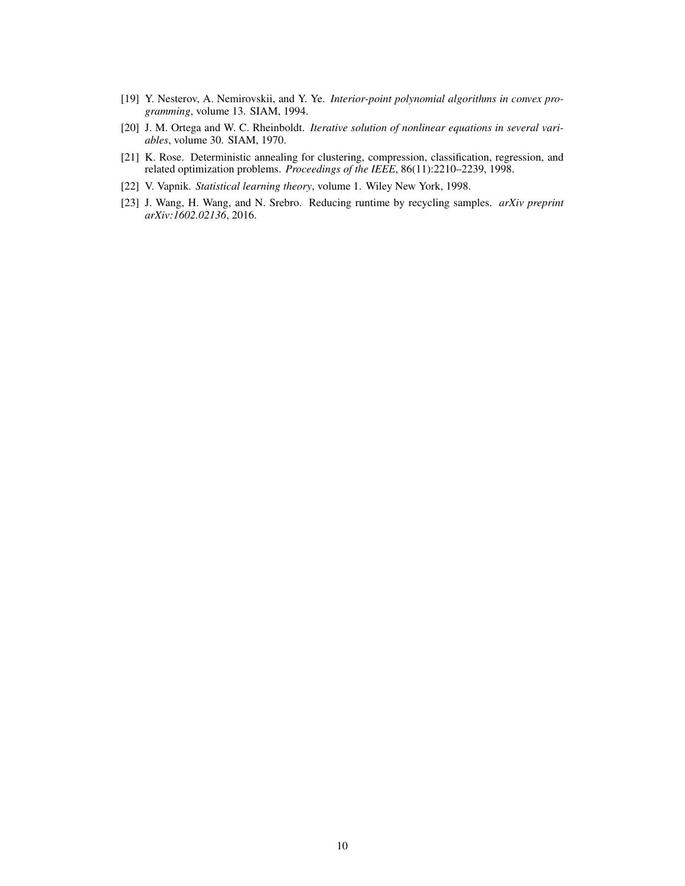[19] Y. Nesterov, A. Nemirovskii, and Y. Ye. *Interior-point polynomial algorithms in convex programming*, volume 13. SIAM, 1994.

[20] J. M. Ortega and W. C. Rheinboldt. *Iterative solution of nonlinear equations in several variables*, volume 30. SIAM, 1970.

[21] K. Rose. Deterministic annealing for clustering, compression, classification, regression, and related optimization problems. *Proceedings of the IEEE*, 86(11):2210–2239, 1998.

[22] V. Vapnik. *Statistical learning theory*, volume 1. Wiley New York, 1998.

[23] J. Wang, H. Wang, and N. Srebro. Reducing runtime by recycling samples. *arXiv preprint arXiv:1602.02136*, 2016.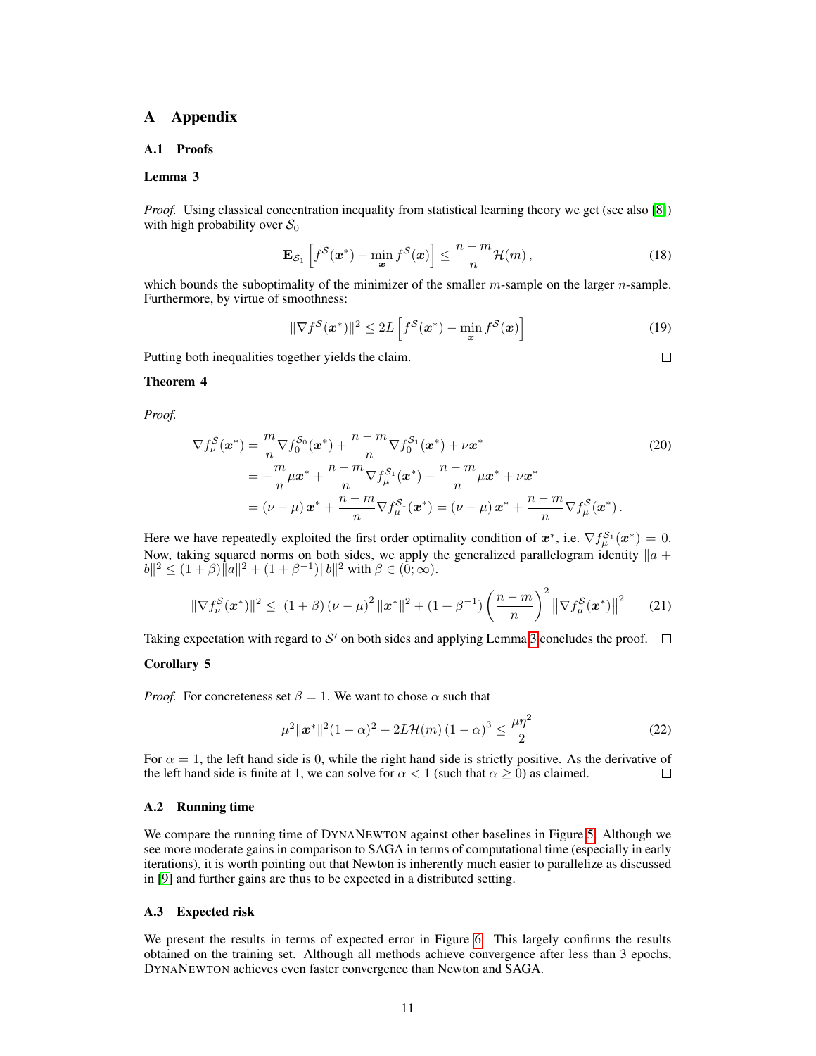# A Appendix

## A.1 Proofs

**Lemma 3**

*Proof.* Using classical concentration inequality from statistical learning theory we get (see also [8]) with high probability over $\mathcal{S}_0$

$$
\mathbf{E}_{\mathcal{S}_1}\left[f^{\mathcal{S}}(\boldsymbol{x}^*) - \min_{\boldsymbol{x}} f^{\mathcal{S}}(\boldsymbol{x})\right] \le \frac{n-m}{n}\mathcal{H}(m)\,, \tag{18}
$$

which bounds the suboptimality of the minimizer of the smaller $m$-sample on the larger $n$-sample. Furthermore, by virtue of smoothness:

$$
\|\nabla f^{\mathcal{S}}(\boldsymbol{x}^*)\|^2 \le 2L\left[f^{\mathcal{S}}(\boldsymbol{x}^*) - \min_{\boldsymbol{x}} f^{\mathcal{S}}(\boldsymbol{x})\right] \tag{19}
$$

Putting both inequalities together yields the claim. □

**Theorem 4**

*Proof.*

$$
\begin{aligned}
\nabla f^{\mathcal{S}}_{\nu}(\boldsymbol{x}^*) &= \frac{m}{n}\nabla f^{\mathcal{S}_0}_0(\boldsymbol{x}^*) + \frac{n-m}{n}\nabla f^{\mathcal{S}_1}_0(\boldsymbol{x}^*) + \nu\boldsymbol{x}^* \\
&= -\frac{m}{n}\mu\boldsymbol{x}^* + \frac{n-m}{n}\nabla f^{\mathcal{S}_1}_{\mu}(\boldsymbol{x}^*) - \frac{n-m}{n}\mu\boldsymbol{x}^* + \nu\boldsymbol{x}^* \\
&= (\nu-\mu)\,\boldsymbol{x}^* + \frac{n-m}{n}\nabla f^{\mathcal{S}_1}_{\mu}(\boldsymbol{x}^*) = (\nu-\mu)\,\boldsymbol{x}^* + \frac{n-m}{n}\nabla f^{\mathcal{S}}_{\mu}(\boldsymbol{x}^*)\,.
\end{aligned} \tag{20}
$$

Here we have repeatedly exploited the first order optimality condition of $\boldsymbol{x}^*$, i.e. $\nabla f^{\mathcal{S}_1}_{\mu}(\boldsymbol{x}^*) = 0$. Now, taking squared norms on both sides, we apply the generalized parallelogram identity $\|a+b\|^2 \le (1+\beta)\|a\|^2 + (1+\beta^{-1})\|b\|^2$ with $\beta \in (0;\infty)$.

$$
\|\nabla f^{\mathcal{S}}_{\nu}(\boldsymbol{x}^*)\|^2 \le \;(1+\beta)\,(\nu-\mu)^2\,\|\boldsymbol{x}^*\|^2 + (1+\beta^{-1})\left(\frac{n-m}{n}\right)^2\left\|\nabla f^{\mathcal{S}}_{\mu}(\boldsymbol{x}^*)\right\|^2 \tag{21}
$$

Taking expectation with regard to $\mathcal{S}'$ on both sides and applying Lemma 3 concludes the proof. □

**Corollary 5**

*Proof.* For concreteness set $\beta = 1$. We want to chose $\alpha$ such that

$$
\mu^2\|\boldsymbol{x}^*\|^2(1-\alpha)^2 + 2L\mathcal{H}(m)\,(1-\alpha)^3 \le \frac{\mu\eta^2}{2} \tag{22}
$$

For $\alpha = 1$, the left hand side is 0, while the right hand side is strictly positive. As the derivative of the left hand side is finite at 1, we can solve for $\alpha < 1$ (such that $\alpha \ge 0$) as claimed. □

## A.2 Running time

We compare the running time of DYNANEWTON against other baselines in Figure 5. Although we see more moderate gains in comparison to SAGA in terms of computational time (especially in early iterations), it is worth pointing out that Newton is inherently much easier to parallelize as discussed in [9] and further gains are thus to be expected in a distributed setting.

## A.3 Expected risk

We present the results in terms of expected error in Figure 6. This largely confirms the results obtained on the training set. Although all methods achieve convergence after less than 3 epochs, DYNANEWTON achieves even faster convergence than Newton and SAGA.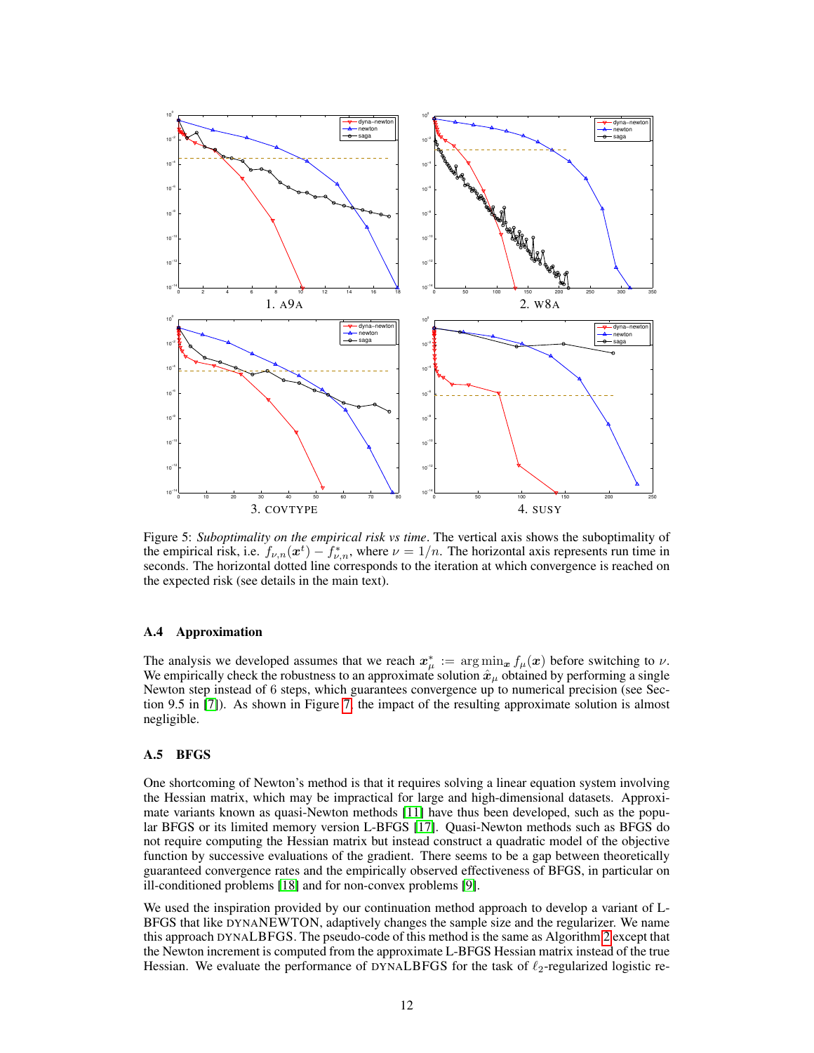Figure 5: *Suboptimality on the empirical risk vs time*. The vertical axis shows the suboptimality of the empirical risk, i.e. $f_{\nu,n}(\boldsymbol{x}^t) - f^*_{\nu,n}$, where $\nu = 1/n$. The horizontal axis represents run time in seconds. The horizontal dotted line corresponds to the iteration at which convergence is reached on the expected risk (see details in the main text).

### A.4 Approximation

The analysis we developed assumes that we reach $\boldsymbol{x}^*_\mu := \arg\min_{\boldsymbol{x}} f_\mu(\boldsymbol{x})$ before switching to $\nu$. We empirically check the robustness to an approximate solution $\hat{\boldsymbol{x}}_\mu$ obtained by performing a single Newton step instead of 6 steps, which guarantees convergence up to numerical precision (see Section 9.5 in [7]). As shown in Figure 7, the impact of the resulting approximate solution is almost negligible.

### A.5 BFGS

One shortcoming of Newton's method is that it requires solving a linear equation system involving the Hessian matrix, which may be impractical for large and high-dimensional datasets. Approximate variants known as quasi-Newton methods [11] have thus been developed, such as the popular BFGS or its limited memory version L-BFGS [17]. Quasi-Newton methods such as BFGS do not require computing the Hessian matrix but instead construct a quadratic model of the objective function by successive evaluations of the gradient. There seems to be a gap between theoretically guaranteed convergence rates and the empirically observed effectiveness of BFGS, in particular on ill-conditioned problems [18] and for non-convex problems [9].

We used the inspiration provided by our continuation method approach to develop a variant of L-BFGS that like DYNANEWTON, adaptively changes the sample size and the regularizer. We name this approach DYNALBFGS. The pseudo-code of this method is the same as Algorithm 2 except that the Newton increment is computed from the approximate L-BFGS Hessian matrix instead of the true Hessian. We evaluate the performance of DYNALBFGS for the task of $\ell_2$-regularized logistic re-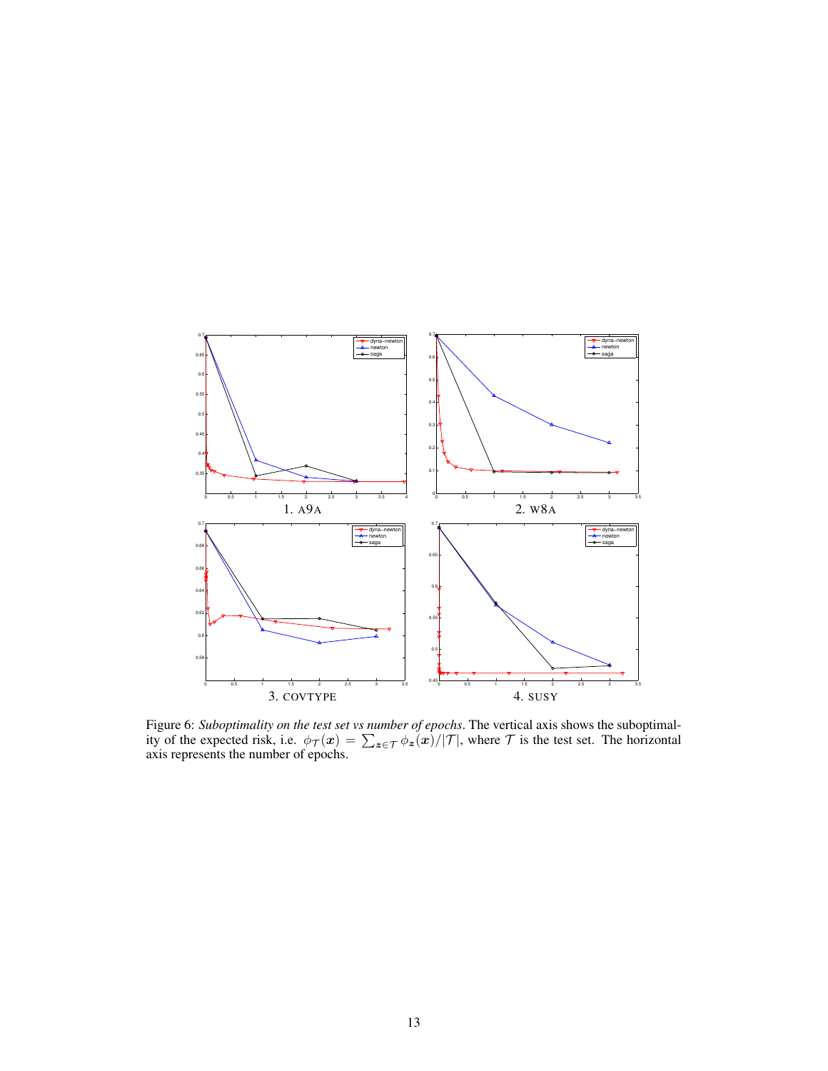1. A9A

2. W8A

3. COVTYPE

4. SUSY

Figure 6: *Suboptimality on the test set vs number of epochs*. The vertical axis shows the suboptimality of the expected risk, i.e. $\phi_{\mathcal{T}}(\boldsymbol{x}) = \sum_{\boldsymbol{z}\in\mathcal{T}} \phi_{\boldsymbol{z}}(\boldsymbol{x})/|\mathcal{T}|$, where $\mathcal{T}$ is the test set. The horizontal axis represents the number of epochs.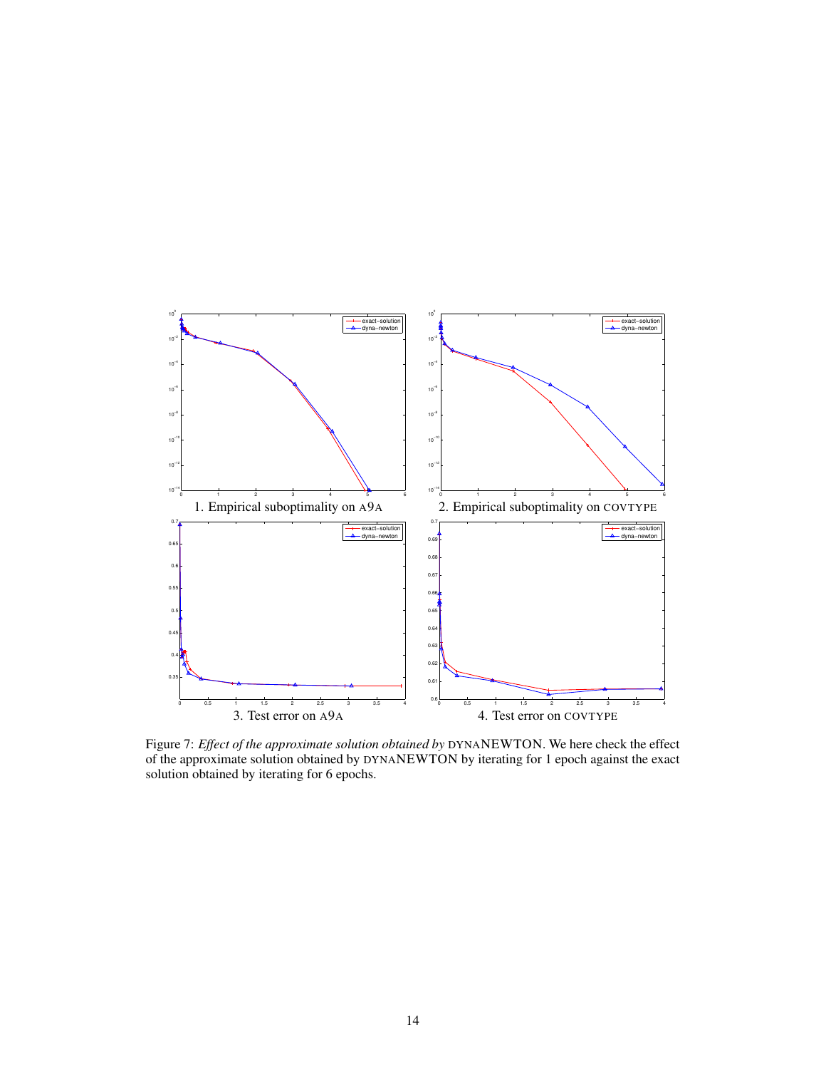1. Empirical suboptimality on A9A

2. Empirical suboptimality on COVTYPE

3. Test error on A9A

4. Test error on COVTYPE

Figure 7: *Effect of the approximate solution obtained by* DYNANEWTON. We here check the effect of the approximate solution obtained by DYNANEWTON by iterating for 1 epoch against the exact solution obtained by iterating for 6 epochs.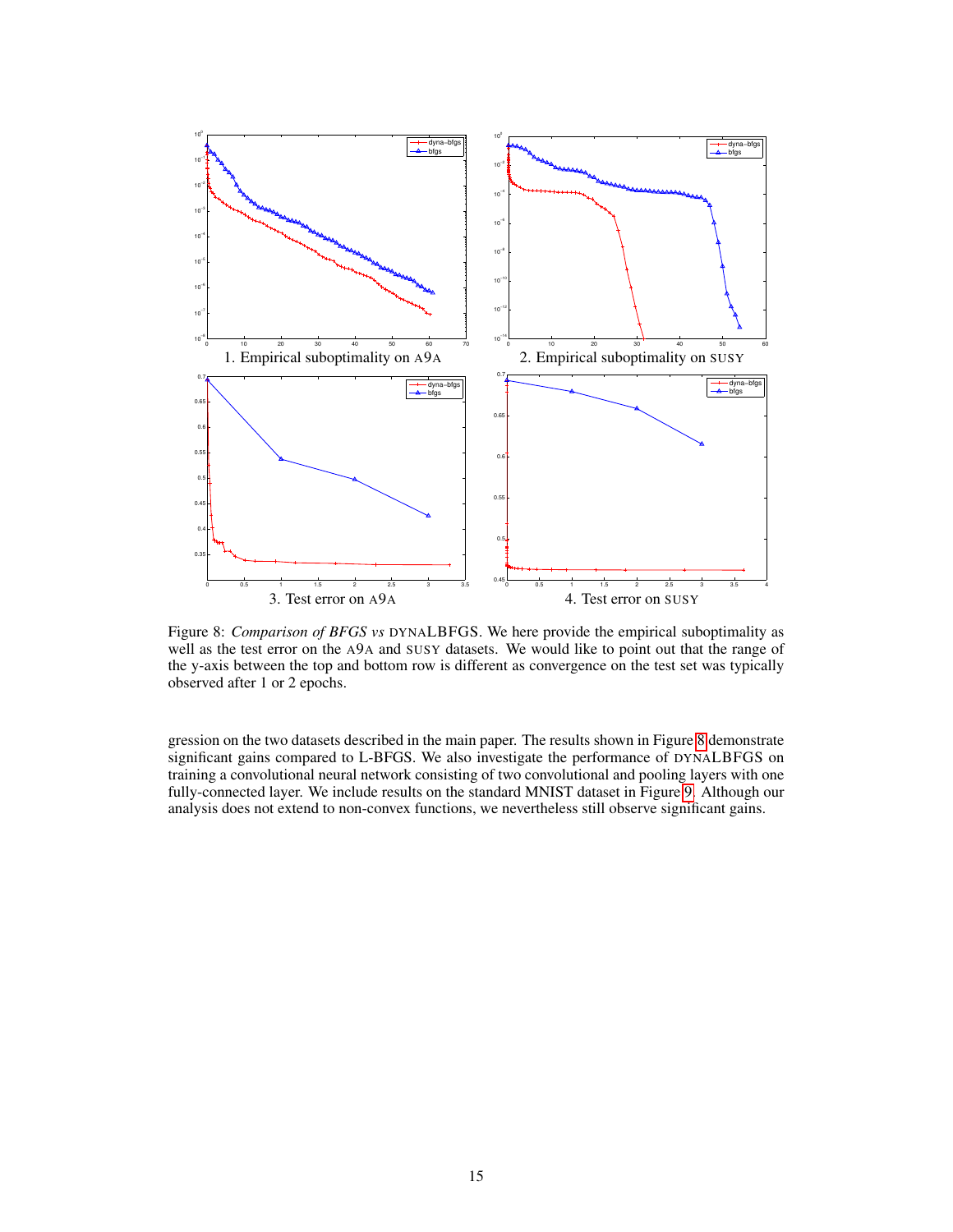1. Empirical suboptimality on A9A

2. Empirical suboptimality on SUSY

3. Test error on A9A

4. Test error on SUSY

Figure 8: *Comparison of BFGS vs* DYNALBFGS. We here provide the empirical suboptimality as well as the test error on the A9A and SUSY datasets. We would like to point out that the range of the y-axis between the top and bottom row is different as convergence on the test set was typically observed after 1 or 2 epochs.

gression on the two datasets described in the main paper. The results shown in Figure 8 demonstrate significant gains compared to L-BFGS. We also investigate the performance of DYNALBFGS on training a convolutional neural network consisting of two convolutional and pooling layers with one fully-connected layer. We include results on the standard MNIST dataset in Figure 9. Although our analysis does not extend to non-convex functions, we nevertheless still observe significant gains.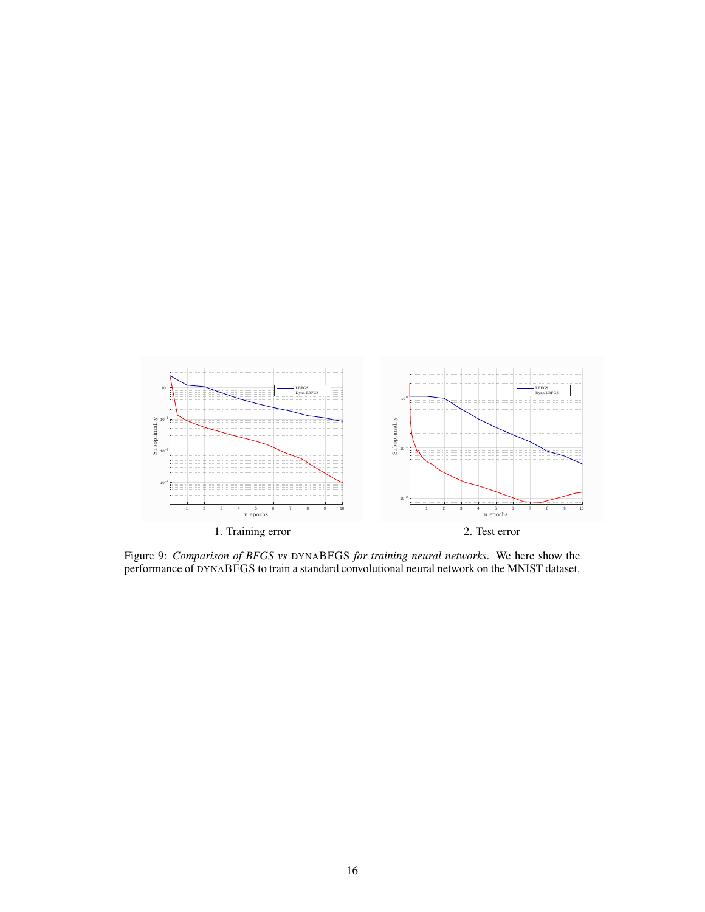Suboptimality

$10^{0}$

$10^{-1}$

$10^{-2}$

$10^{-3}$

1 2 3 4 5 6 7 8 9 10

n epochs

LBFGS

Dyna-LBFGS

1. Training error

Suboptimality

$10^{0}$

$10^{-1}$

$10^{-2}$

1 2 3 4 5 6 7 8 9 10

n epochs

LBFGS

Dyna-LBFGS

2. Test error

Figure 9: *Comparison of BFGS vs* DYNABFGS *for training neural networks*. We here show the performance of DYNABFGS to train a standard convolutional neural network on the MNIST dataset.